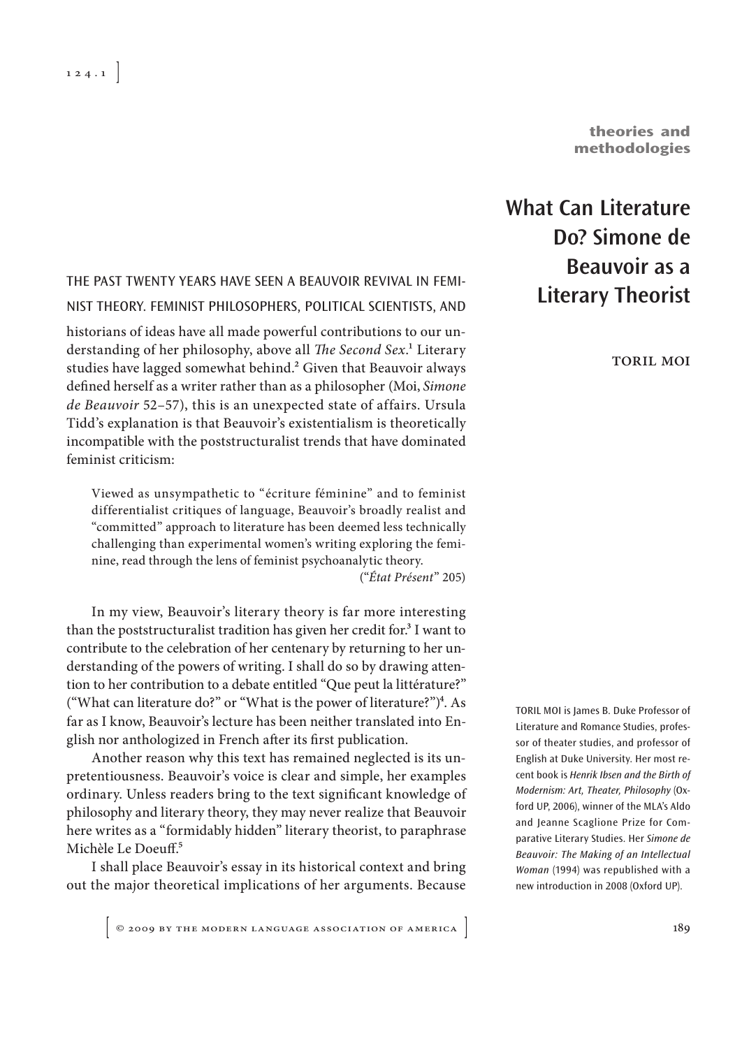theories and methodologies

# What Can Literature Do? Simone de Beauvoir as a Literary Theorist

TORIL MOI

THE PAST TWENTY YEARS HAVE SEEN A BEAUVOIR REVIVAL IN FEMINIST THEORY. FEMINIST PHILOSOPHERS, POLITICAL SCIENTISTS, AND historians of ideas have all made powerful contributions to our understanding of her philosophy, above all *The Second Sex*.[1] Literary studies have lagged somewhat behind.[2] Given that Beauvoir always defined herself as a writer rather than as a philosopher (Moi, *Simone de Beauvoir* 52–57), this is an unexpected state of affairs. Ursula Tidd's explanation is that Beauvoir's existentialism is theoretically incompatible with the poststructuralist trends that have dominated feminist criticism:

> Viewed as unsympathetic to "écriture féminine" and to feminist differentialist critiques of language, Beauvoir's broadly realist and "committed" approach to literature has been deemed less technically challenging than experimental women's writing exploring the feminine, read through the lens of feminist psychoanalytic theory.
> ("*État Présent*" 205)

In my view, Beauvoir's literary theory is far more interesting than the poststructuralist tradition has given her credit for.[3] I want to contribute to the celebration of her centenary by returning to her understanding of the powers of writing. I shall do so by drawing attention to her contribution to a debate entitled "Que peut la littérature?" ("What can literature do?" or "What is the power of literature?")[4]. As far as I know, Beauvoir's lecture has been neither translated into English nor anthologized in French after its first publication.

Another reason why this text has remained neglected is its unpretentiousness. Beauvoir's voice is clear and simple, her examples ordinary. Unless readers bring to the text significant knowledge of philosophy and literary theory, they may never realize that Beauvoir here writes as a "formidably hidden" literary theorist, to paraphrase Michèle Le Doeuff.[5]

I shall place Beauvoir's essay in its historical context and bring out the major theoretical implications of her arguments. Because

TORIL MOI is James B. Duke Professor of Literature and Romance Studies, professor of theater studies, and professor of English at Duke University. Her most recent book is *Henrik Ibsen and the Birth of Modernism: Art, Theater, Philosophy* (Oxford UP, 2006), winner of the MLA's Aldo and Jeanne Scaglione Prize for Comparative Literary Studies. Her *Simone de Beauvoir: The Making of an Intellectual Woman* (1994) was republished with a new introduction in 2008 (Oxford UP).

© 2009 BY THE MODERN LANGUAGE ASSOCIATION OF AMERICA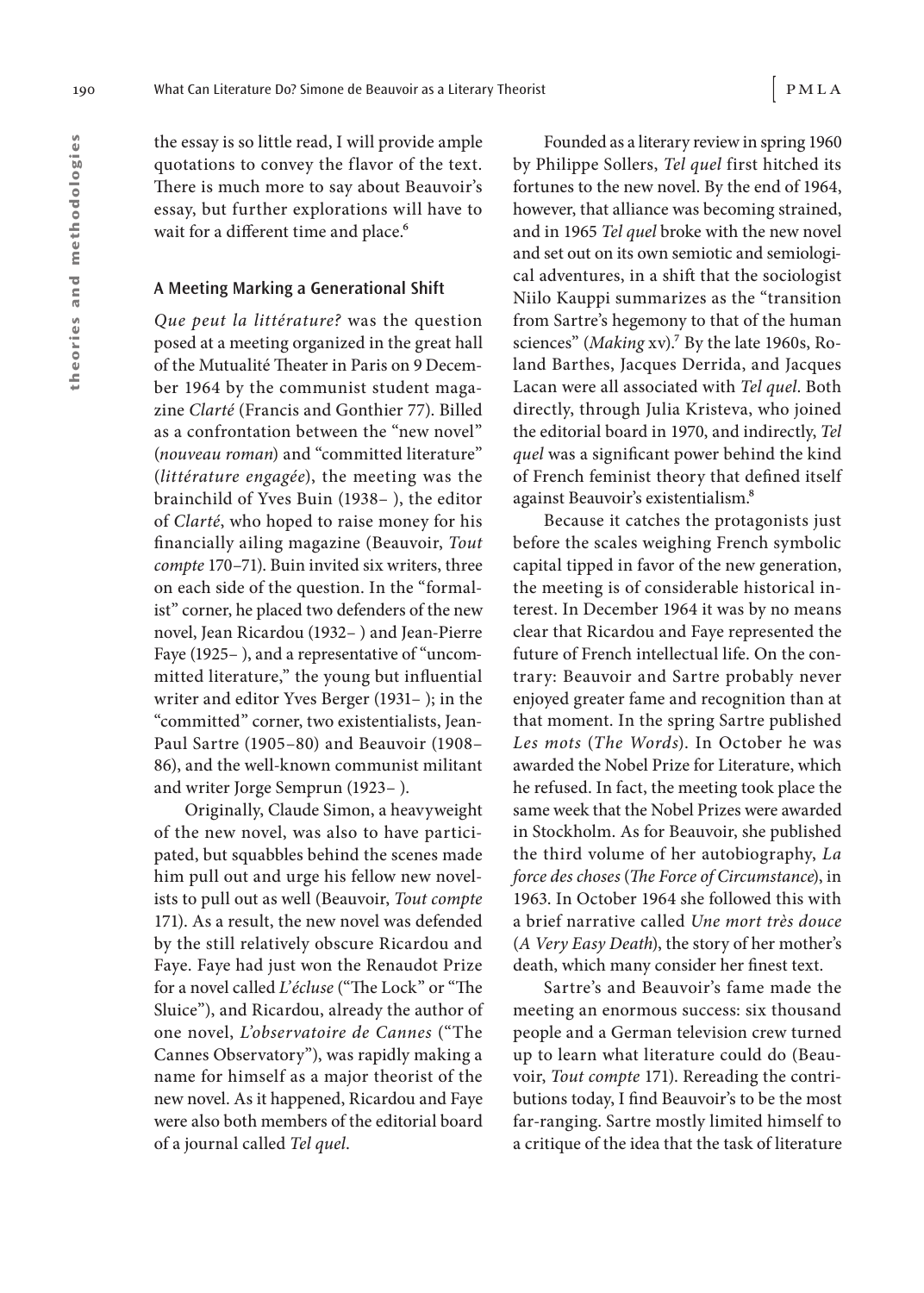the essay is so little read, I will provide ample quotations to convey the flavor of the text. There is much more to say about Beauvoir's essay, but further explorations will have to wait for a different time and place.[6]

## A Meeting Marking a Generational Shift

*Que peut la littérature?* was the question posed at a meeting organized in the great hall of the Mutualité Theater in Paris on 9 December 1964 by the communist student magazine *Clarté* (Francis and Gonthier 77). Billed as a confrontation between the "new novel" (*nouveau roman*) and "committed literature" (*littérature engagée*), the meeting was the brainchild of Yves Buin (1938– ), the editor of *Clarté*, who hoped to raise money for his financially ailing magazine (Beauvoir, *Tout compte* 170–71). Buin invited six writers, three on each side of the question. In the "formalist" corner, he placed two defenders of the new novel, Jean Ricardou (1932– ) and Jean-Pierre Faye (1925– ), and a representative of "uncommitted literature," the young but influential writer and editor Yves Berger (1931– ); in the "committed" corner, two existentialists, Jean-Paul Sartre (1905–80) and Beauvoir (1908–86), and the well-known communist militant and writer Jorge Semprun (1923– ).

Originally, Claude Simon, a heavyweight of the new novel, was also to have participated, but squabbles behind the scenes made him pull out and urge his fellow new novelists to pull out as well (Beauvoir, *Tout compte* 171). As a result, the new novel was defended by the still relatively obscure Ricardou and Faye. Faye had just won the Renaudot Prize for a novel called *L'écluse* ("The Lock" or "The Sluice"), and Ricardou, already the author of one novel, *L'observatoire de Cannes* ("The Cannes Observatory"), was rapidly making a name for himself as a major theorist of the new novel. As it happened, Ricardou and Faye were also both members of the editorial board of a journal called *Tel quel*.

Founded as a literary review in spring 1960 by Philippe Sollers, *Tel quel* first hitched its fortunes to the new novel. By the end of 1964, however, that alliance was becoming strained, and in 1965 *Tel quel* broke with the new novel and set out on its own semiotic and semiological adventures, in a shift that the sociologist Niilo Kauppi summarizes as the "transition from Sartre's hegemony to that of the human sciences" (*Making* xv).[7] By the late 1960s, Roland Barthes, Jacques Derrida, and Jacques Lacan were all associated with *Tel quel*. Both directly, through Julia Kristeva, who joined the editorial board in 1970, and indirectly, *Tel quel* was a significant power behind the kind of French feminist theory that defined itself against Beauvoir's existentialism.[8]

Because it catches the protagonists just before the scales weighing French symbolic capital tipped in favor of the new generation, the meeting is of considerable historical interest. In December 1964 it was by no means clear that Ricardou and Faye represented the future of French intellectual life. On the contrary: Beauvoir and Sartre probably never enjoyed greater fame and recognition than at that moment. In the spring Sartre published *Les mots* (*The Words*). In October he was awarded the Nobel Prize for Literature, which he refused. In fact, the meeting took place the same week that the Nobel Prizes were awarded in Stockholm. As for Beauvoir, she published the third volume of her autobiography, *La force des choses* (*The Force of Circumstance*), in 1963. In October 1964 she followed this with a brief narrative called *Une mort très douce* (*A Very Easy Death*), the story of her mother's death, which many consider her finest text.

Sartre's and Beauvoir's fame made the meeting an enormous success: six thousand people and a German television crew turned up to learn what literature could do (Beauvoir, *Tout compte* 171). Rereading the contributions today, I find Beauvoir's to be the most far-ranging. Sartre mostly limited himself to a critique of the idea that the task of literature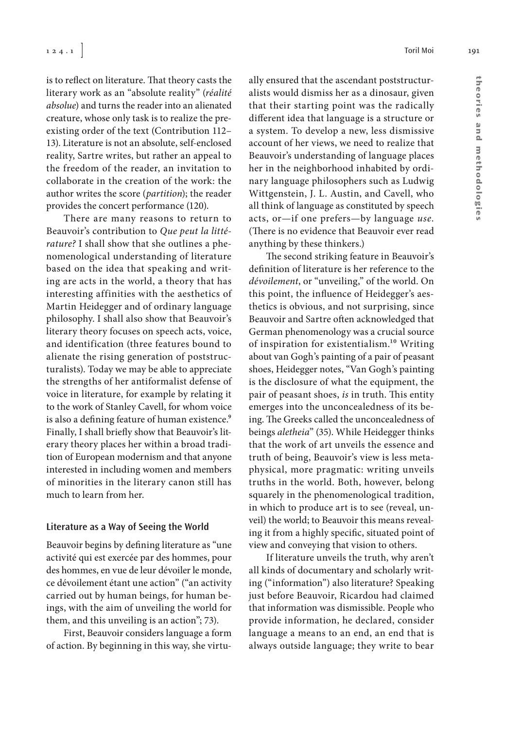is to reflect on literature. That theory casts the literary work as an "absolute reality" (*réalité absolue*) and turns the reader into an alienated creature, whose only task is to realize the preexisting order of the text (Contribution 112–13). Literature is not an absolute, self-enclosed reality, Sartre writes, but rather an appeal to the freedom of the reader, an invitation to collaborate in the creation of the work: the author writes the score (*partition*); the reader provides the concert performance (120).

There are many reasons to return to Beauvoir's contribution to *Que peut la littérature?* I shall show that she outlines a phenomenological understanding of literature based on the idea that speaking and writing are acts in the world, a theory that has interesting affinities with the aesthetics of Martin Heidegger and of ordinary language philosophy. I shall also show that Beauvoir's literary theory focuses on speech acts, voice, and identification (three features bound to alienate the rising generation of poststructuralists). Today we may be able to appreciate the strengths of her antiformalist defense of voice in literature, for example by relating it to the work of Stanley Cavell, for whom voice is also a defining feature of human existence.[9] Finally, I shall briefly show that Beauvoir's literary theory places her within a broad tradition of European modernism and that anyone interested in including women and members of minorities in the literary canon still has much to learn from her.

## Literature as a Way of Seeing the World

Beauvoir begins by defining literature as "une activité qui est exercée par des hommes, pour des hommes, en vue de leur dévoiler le monde, ce dévoilement étant une action" ("an activity carried out by human beings, for human beings, with the aim of unveiling the world for them, and this unveiling is an action"; 73).

First, Beauvoir considers language a form of action. By beginning in this way, she virtually ensured that the ascendant poststructuralists would dismiss her as a dinosaur, given that their starting point was the radically different idea that language is a structure or a system. To develop a new, less dismissive account of her views, we need to realize that Beauvoir's understanding of language places her in the neighborhood inhabited by ordinary language philosophers such as Ludwig Wittgenstein, J. L. Austin, and Cavell, who all think of language as constituted by speech acts, or—if one prefers—by language *use*. (There is no evidence that Beauvoir ever read anything by these thinkers.)

The second striking feature in Beauvoir's definition of literature is her reference to the *dévoilement*, or "unveiling," of the world. On this point, the influence of Heidegger's aesthetics is obvious, and not surprising, since Beauvoir and Sartre often acknowledged that German phenomenology was a crucial source of inspiration for existentialism.[10] Writing about van Gogh's painting of a pair of peasant shoes, Heidegger notes, "Van Gogh's painting is the disclosure of what the equipment, the pair of peasant shoes, *is* in truth. This entity emerges into the unconcealedness of its being. The Greeks called the unconcealedness of beings *aletheia*" (35). While Heidegger thinks that the work of art unveils the essence and truth of being, Beauvoir's view is less metaphysical, more pragmatic: writing unveils truths in the world. Both, however, belong squarely in the phenomenological tradition, in which to produce art is to see (reveal, unveil) the world; to Beauvoir this means revealing it from a highly specific, situated point of view and conveying that vision to others.

If literature unveils the truth, why aren't all kinds of documentary and scholarly writing ("information") also literature? Speaking just before Beauvoir, Ricardou had claimed that information was dismissible. People who provide information, he declared, consider language a means to an end, an end that is always outside language; they write to bear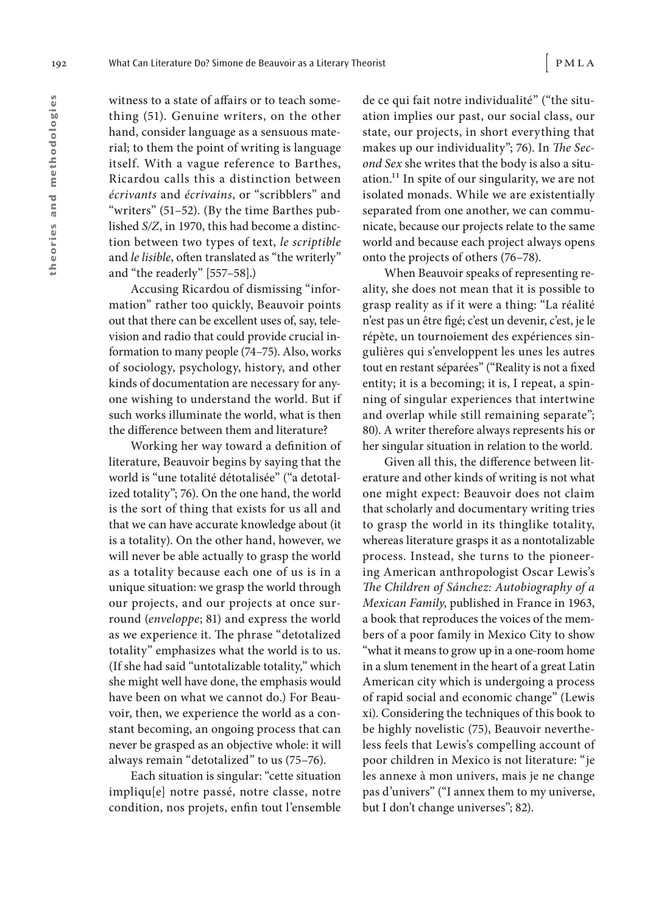witness to a state of affairs or to teach something (51). Genuine writers, on the other hand, consider language as a sensuous material; to them the point of writing is language itself. With a vague reference to Barthes, Ricardou calls this a distinction between *écrivants* and *écrivains*, or "scribblers" and "writers" (51–52). (By the time Barthes published *S/Z*, in 1970, this had become a distinction between two types of text, *le scriptible* and *le lisible*, often translated as "the writerly" and "the readerly" [557–58].)

Accusing Ricardou of dismissing "information" rather too quickly, Beauvoir points out that there can be excellent uses of, say, television and radio that could provide crucial information to many people (74–75). Also, works of sociology, psychology, history, and other kinds of documentation are necessary for anyone wishing to understand the world. But if such works illuminate the world, what is then the difference between them and literature?

Working her way toward a definition of literature, Beauvoir begins by saying that the world is "une totalité détotalisée" ("a detotalized totality"; 76). On the one hand, the world is the sort of thing that exists for us all and that we can have accurate knowledge about (it is a totality). On the other hand, however, we will never be able actually to grasp the world as a totality because each one of us is in a unique situation: we grasp the world through our projects, and our projects at once surround (*enveloppe*; 81) and express the world as we experience it. The phrase "detotalized totality" emphasizes what the world is to us. (If she had said "untotalizable totality," which she might well have done, the emphasis would have been on what we cannot do.) For Beauvoir, then, we experience the world as a constant becoming, an ongoing process that can never be grasped as an objective whole: it will always remain "detotalized" to us (75–76).

Each situation is singular: "cette situation impliqu[e] notre passé, notre classe, notre condition, nos projets, enfin tout l'ensemble de ce qui fait notre individualité" ("the situation implies our past, our social class, our state, our projects, in short everything that makes up our individuality"; 76). In *The Second Sex* she writes that the body is also a situation.[11] In spite of our singularity, we are not isolated monads. While we are existentially separated from one another, we can communicate, because our projects relate to the same world and because each project always opens onto the projects of others (76–78).

When Beauvoir speaks of representing reality, she does not mean that it is possible to grasp reality as if it were a thing: "La réalité n'est pas un être figé; c'est un devenir, c'est, je le répète, un tournoiement des expériences singulières qui s'enveloppent les unes les autres tout en restant séparées" ("Reality is not a fixed entity; it is a becoming; it is, I repeat, a spinning of singular experiences that intertwine and overlap while still remaining separate"; 80). A writer therefore always represents his or her singular situation in relation to the world.

Given all this, the difference between literature and other kinds of writing is not what one might expect: Beauvoir does not claim that scholarly and documentary writing tries to grasp the world in its thinglike totality, whereas literature grasps it as a nontotalizable process. Instead, she turns to the pioneering American anthropologist Oscar Lewis's *The Children of Sánchez: Autobiography of a Mexican Family*, published in France in 1963, a book that reproduces the voices of the members of a poor family in Mexico City to show "what it means to grow up in a one-room home in a slum tenement in the heart of a great Latin American city which is undergoing a process of rapid social and economic change" (Lewis xi). Considering the techniques of this book to be highly novelistic (75), Beauvoir nevertheless feels that Lewis's compelling account of poor children in Mexico is not literature: "je les annexe à mon univers, mais je ne change pas d'univers" ("I annex them to my universe, but I don't change universes"; 82).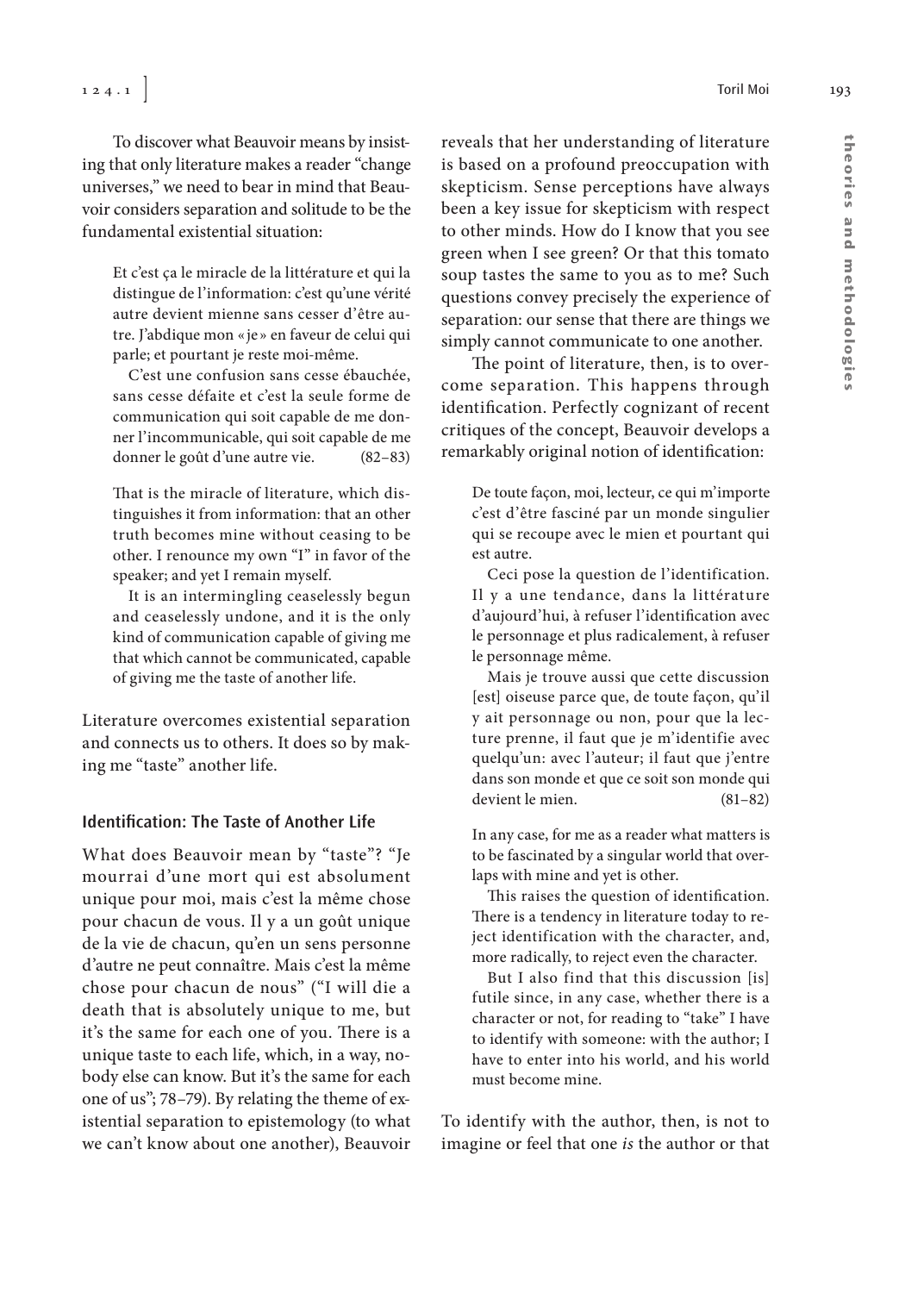To discover what Beauvoir means by insisting that only literature makes a reader "change universes," we need to bear in mind that Beauvoir considers separation and solitude to be the fundamental existential situation:

> Et c'est ça le miracle de la littérature et qui la distingue de l'information: c'est qu'une vérité autre devient mienne sans cesser d'être autre. J'abdique mon « je » en faveur de celui qui parle; et pourtant je reste moi-même.
>
> C'est une confusion sans cesse ébauchée, sans cesse défaite et c'est la seule forme de communication qui soit capable de me donner l'incommunicable, qui soit capable de me donner le goût d'une autre vie. (82–83)

> That is the miracle of literature, which distinguishes it from information: that an other truth becomes mine without ceasing to be other. I renounce my own "I" in favor of the speaker; and yet I remain myself.
>
> It is an intermingling ceaselessly begun and ceaselessly undone, and it is the only kind of communication capable of giving me that which cannot be communicated, capable of giving me the taste of another life.

Literature overcomes existential separation and connects us to others. It does so by making me "taste" another life.

### Identification: The Taste of Another Life

What does Beauvoir mean by "taste"? "Je mourrai d'une mort qui est absolument unique pour moi, mais c'est la même chose pour chacun de vous. Il y a un goût unique de la vie de chacun, qu'en un sens personne d'autre ne peut connaître. Mais c'est la même chose pour chacun de nous" ("I will die a death that is absolutely unique to me, but it's the same for each one of you. There is a unique taste to each life, which, in a way, nobody else can know. But it's the same for each one of us"; 78–79). By relating the theme of existential separation to epistemology (to what we can't know about one another), Beauvoir reveals that her understanding of literature is based on a profound preoccupation with skepticism. Sense perceptions have always been a key issue for skepticism with respect to other minds. How do I know that you see green when I see green? Or that this tomato soup tastes the same to you as to me? Such questions convey precisely the experience of separation: our sense that there are things we simply cannot communicate to one another.

The point of literature, then, is to overcome separation. This happens through identification. Perfectly cognizant of recent critiques of the concept, Beauvoir develops a remarkably original notion of identification:

> De toute façon, moi, lecteur, ce qui m'importe c'est d'être fasciné par un monde singulier qui se recoupe avec le mien et pourtant qui est autre.
>
> Ceci pose la question de l'identification. Il y a une tendance, dans la littérature d'aujourd'hui, à refuser l'identification avec le personnage et plus radicalement, à refuser le personnage même.
>
> Mais je trouve aussi que cette discussion [est] oiseuse parce que, de toute façon, qu'il y ait personnage ou non, pour que la lecture prenne, il faut que je m'identifie avec quelqu'un: avec l'auteur; il faut que j'entre dans son monde et que ce soit son monde qui devient le mien. (81–82)

> In any case, for me as a reader what matters is to be fascinated by a singular world that overlaps with mine and yet is other.
>
> This raises the question of identification. There is a tendency in literature today to reject identification with the character, and, more radically, to reject even the character.
>
> But I also find that this discussion [is] futile since, in any case, whether there is a character or not, for reading to "take" I have to identify with someone: with the author; I have to enter into his world, and his world must become mine.

To identify with the author, then, is not to imagine or feel that one *is* the author or that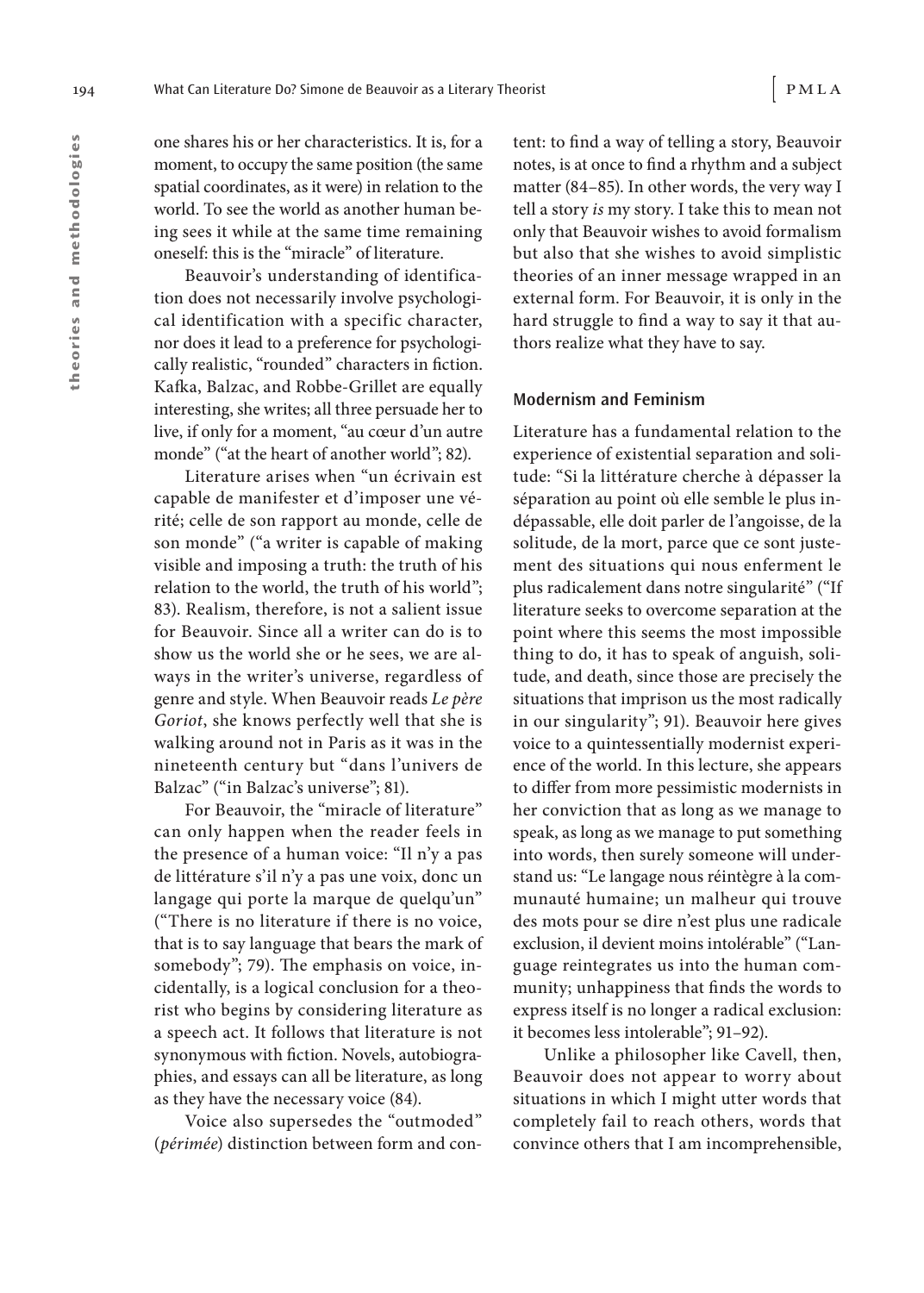one shares his or her characteristics. It is, for a moment, to occupy the same position (the same spatial coordinates, as it were) in relation to the world. To see the world as another human being sees it while at the same time remaining oneself: this is the "miracle" of literature.

Beauvoir's understanding of identification does not necessarily involve psychological identification with a specific character, nor does it lead to a preference for psychologically realistic, "rounded" characters in fiction. Kafka, Balzac, and Robbe-Grillet are equally interesting, she writes; all three persuade her to live, if only for a moment, "au cœur d'un autre monde" ("at the heart of another world"; 82).

Literature arises when "un écrivain est capable de manifester et d'imposer une vérité; celle de son rapport au monde, celle de son monde" ("a writer is capable of making visible and imposing a truth: the truth of his relation to the world, the truth of his world"; 83). Realism, therefore, is not a salient issue for Beauvoir. Since all a writer can do is to show us the world she or he sees, we are always in the writer's universe, regardless of genre and style. When Beauvoir reads *Le père Goriot*, she knows perfectly well that she is walking around not in Paris as it was in the nineteenth century but "dans l'univers de Balzac" ("in Balzac's universe"; 81).

For Beauvoir, the "miracle of literature" can only happen when the reader feels in the presence of a human voice: "Il n'y a pas de littérature s'il n'y a pas une voix, donc un langage qui porte la marque de quelqu'un" ("There is no literature if there is no voice, that is to say language that bears the mark of somebody"; 79). The emphasis on voice, incidentally, is a logical conclusion for a theorist who begins by considering literature as a speech act. It follows that literature is not synonymous with fiction. Novels, autobiographies, and essays can all be literature, as long as they have the necessary voice (84).

Voice also supersedes the "outmoded" (*périmée*) distinction between form and content: to find a way of telling a story, Beauvoir notes, is at once to find a rhythm and a subject matter (84–85). In other words, the very way I tell a story *is* my story. I take this to mean not only that Beauvoir wishes to avoid formalism but also that she wishes to avoid simplistic theories of an inner message wrapped in an external form. For Beauvoir, it is only in the hard struggle to find a way to say it that authors realize what they have to say.

## Modernism and Feminism

Literature has a fundamental relation to the experience of existential separation and solitude: "Si la littérature cherche à dépasser la séparation au point où elle semble le plus indépassable, elle doit parler de l'angoisse, de la solitude, de la mort, parce que ce sont justement des situations qui nous enferment le plus radicalement dans notre singularité" ("If literature seeks to overcome separation at the point where this seems the most impossible thing to do, it has to speak of anguish, solitude, and death, since those are precisely the situations that imprison us the most radically in our singularity"; 91). Beauvoir here gives voice to a quintessentially modernist experience of the world. In this lecture, she appears to differ from more pessimistic modernists in her conviction that as long as we manage to speak, as long as we manage to put something into words, then surely someone will understand us: "Le langage nous réintègre à la communauté humaine; un malheur qui trouve des mots pour se dire n'est plus une radicale exclusion, il devient moins intolérable" ("Language reintegrates us into the human community; unhappiness that finds the words to express itself is no longer a radical exclusion: it becomes less intolerable"; 91–92).

Unlike a philosopher like Cavell, then, Beauvoir does not appear to worry about situations in which I might utter words that completely fail to reach others, words that convince others that I am incomprehensible,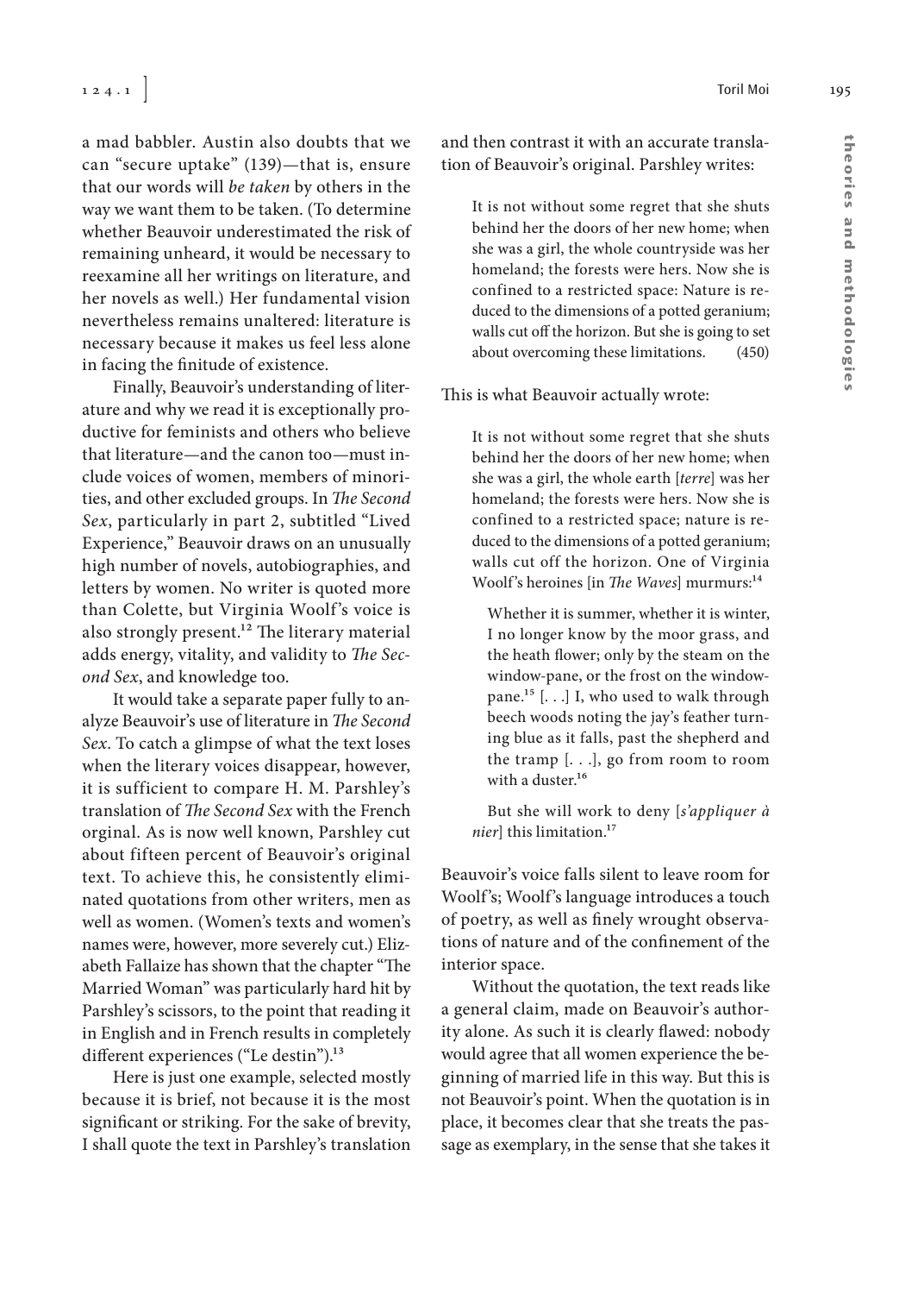a mad babbler. Austin also doubts that we can "secure uptake" (139)—that is, ensure that our words will *be taken* by others in the way we want them to be taken. (To determine whether Beauvoir underestimated the risk of remaining unheard, it would be necessary to reexamine all her writings on literature, and her novels as well.) Her fundamental vision nevertheless remains unaltered: literature is necessary because it makes us feel less alone in facing the finitude of existence.

Finally, Beauvoir's understanding of literature and why we read it is exceptionally productive for feminists and others who believe that literature—and the canon too—must include voices of women, members of minorities, and other excluded groups. In *The Second Sex*, particularly in part 2, subtitled "Lived Experience," Beauvoir draws on an unusually high number of novels, autobiographies, and letters by women. No writer is quoted more than Colette, but Virginia Woolf's voice is also strongly present.[12] The literary material adds energy, vitality, and validity to *The Second Sex*, and knowledge too.

It would take a separate paper fully to analyze Beauvoir's use of literature in *The Second Sex*. To catch a glimpse of what the text loses when the literary voices disappear, however, it is sufficient to compare H. M. Parshley's translation of *The Second Sex* with the French orginal. As is now well known, Parshley cut about fifteen percent of Beauvoir's original text. To achieve this, he consistently eliminated quotations from other writers, men as well as women. (Women's texts and women's names were, however, more severely cut.) Elizabeth Fallaize has shown that the chapter "The Married Woman" was particularly hard hit by Parshley's scissors, to the point that reading it in English and in French results in completely different experiences ("Le destin").[13]

Here is just one example, selected mostly because it is brief, not because it is the most significant or striking. For the sake of brevity, I shall quote the text in Parshley's translation and then contrast it with an accurate translation of Beauvoir's original. Parshley writes:

> It is not without some regret that she shuts behind her the doors of her new home; when she was a girl, the whole countryside was her homeland; the forests were hers. Now she is confined to a restricted space: Nature is reduced to the dimensions of a potted geranium; walls cut off the horizon. But she is going to set about overcoming these limitations. (450)

This is what Beauvoir actually wrote:

> It is not without some regret that she shuts behind her the doors of her new home; when she was a girl, the whole earth [*terre*] was her homeland; the forests were hers. Now she is confined to a restricted space; nature is reduced to the dimensions of a potted geranium; walls cut off the horizon. One of Virginia Woolf's heroines [in *The Waves*] murmurs:[14]
>
> > Whether it is summer, whether it is winter, I no longer know by the moor grass, and the heath flower; only by the steam on the window-pane, or the frost on the window-pane.[15] [. . .] I, who used to walk through beech woods noting the jay's feather turning blue as it falls, past the shepherd and the tramp [. . .], go from room to room with a duster.[16]
>
> But she will work to deny [*s'appliquer à nier*] this limitation.[17]

Beauvoir's voice falls silent to leave room for Woolf's; Woolf's language introduces a touch of poetry, as well as finely wrought observations of nature and of the confinement of the interior space.

Without the quotation, the text reads like a general claim, made on Beauvoir's authority alone. As such it is clearly flawed: nobody would agree that all women experience the beginning of married life in this way. But this is not Beauvoir's point. When the quotation is in place, it becomes clear that she treats the passage as exemplary, in the sense that she takes it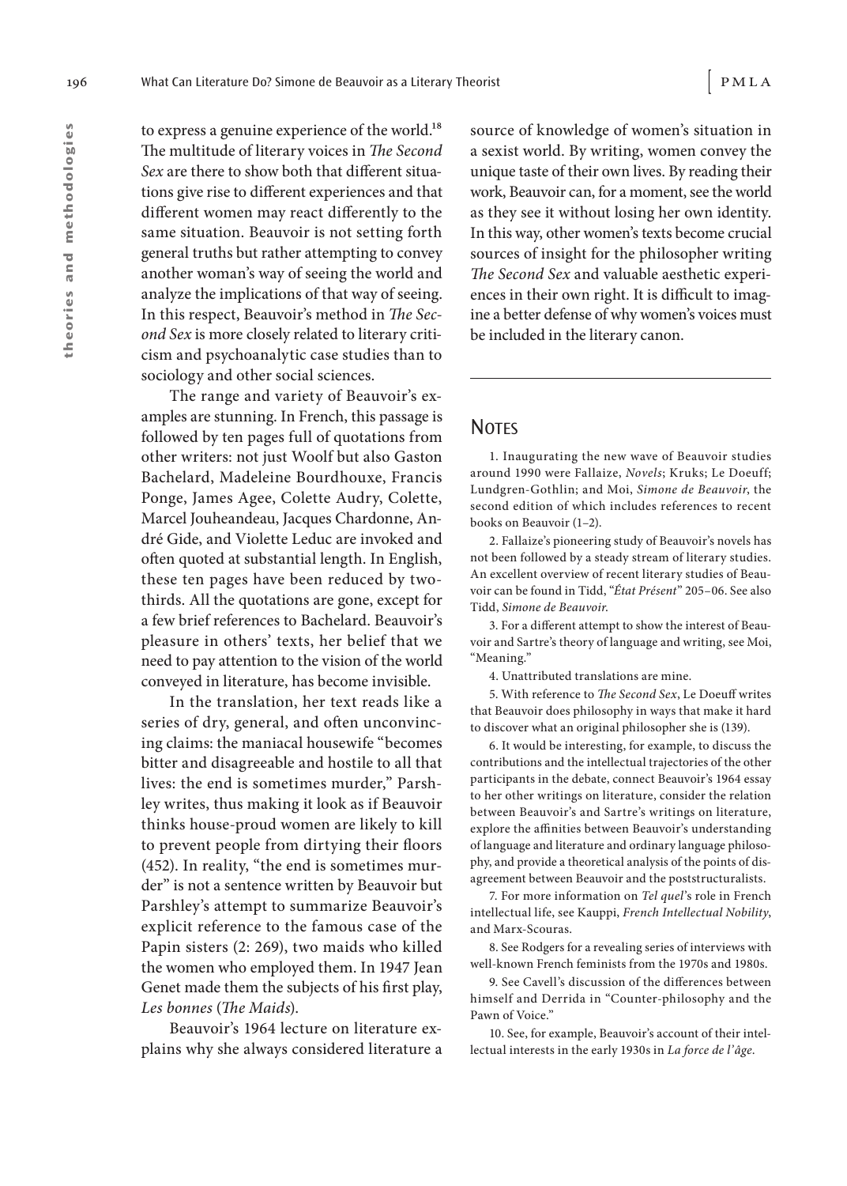to express a genuine experience of the world.[18] The multitude of literary voices in *The Second Sex* are there to show both that different situations give rise to different experiences and that different women may react differently to the same situation. Beauvoir is not setting forth general truths but rather attempting to convey another woman's way of seeing the world and analyze the implications of that way of seeing. In this respect, Beauvoir's method in *The Second Sex* is more closely related to literary criticism and psychoanalytic case studies than to sociology and other social sciences.

The range and variety of Beauvoir's examples are stunning. In French, this passage is followed by ten pages full of quotations from other writers: not just Woolf but also Gaston Bachelard, Madeleine Bourdhouxe, Francis Ponge, James Agee, Colette Audry, Colette, Marcel Jouheandeau, Jacques Chardonne, André Gide, and Violette Leduc are invoked and often quoted at substantial length. In English, these ten pages have been reduced by two-thirds. All the quotations are gone, except for a few brief references to Bachelard. Beauvoir's pleasure in others' texts, her belief that we need to pay attention to the vision of the world conveyed in literature, has become invisible.

In the translation, her text reads like a series of dry, general, and often unconvincing claims: the maniacal housewife "becomes bitter and disagreeable and hostile to all that lives: the end is sometimes murder," Parshley writes, thus making it look as if Beauvoir thinks house-proud women are likely to kill to prevent people from dirtying their floors (452). In reality, "the end is sometimes murder" is not a sentence written by Beauvoir but Parshley's attempt to summarize Beauvoir's explicit reference to the famous case of the Papin sisters (2: 269), two maids who killed the women who employed them. In 1947 Jean Genet made them the subjects of his first play, *Les bonnes* (*The Maids*).

Beauvoir's 1964 lecture on literature explains why she always considered literature a source of knowledge of women's situation in a sexist world. By writing, women convey the unique taste of their own lives. By reading their work, Beauvoir can, for a moment, see the world as they see it without losing her own identity. In this way, other women's texts become crucial sources of insight for the philosopher writing *The Second Sex* and valuable aesthetic experiences in their own right. It is difficult to imagine a better defense of why women's voices must be included in the literary canon.

## Notes

1. Inaugurating the new wave of Beauvoir studies around 1990 were Fallaize, *Novels*; Kruks; Le Doeuff; Lundgren-Gothlin; and Moi, *Simone de Beauvoir*, the second edition of which includes references to recent books on Beauvoir (1–2).

2. Fallaize's pioneering study of Beauvoir's novels has not been followed by a steady stream of literary studies. An excellent overview of recent literary studies of Beauvoir can be found in Tidd, "*État Présent*" 205–06. See also Tidd, *Simone de Beauvoir*.

3. For a different attempt to show the interest of Beauvoir and Sartre's theory of language and writing, see Moi, "Meaning."

4. Unattributed translations are mine.

5. With reference to *The Second Sex*, Le Doeuff writes that Beauvoir does philosophy in ways that make it hard to discover what an original philosopher she is (139).

6. It would be interesting, for example, to discuss the contributions and the intellectual trajectories of the other participants in the debate, connect Beauvoir's 1964 essay to her other writings on literature, consider the relation between Beauvoir's and Sartre's writings on literature, explore the affinities between Beauvoir's understanding of language and literature and ordinary language philosophy, and provide a theoretical analysis of the points of disagreement between Beauvoir and the poststructuralists.

7. For more information on *Tel quel*'s role in French intellectual life, see Kauppi, *French Intellectual Nobility*, and Marx-Scouras.

8. See Rodgers for a revealing series of interviews with well-known French feminists from the 1970s and 1980s.

9. See Cavell's discussion of the differences between himself and Derrida in "Counter-philosophy and the Pawn of Voice."

10. See, for example, Beauvoir's account of their intellectual interests in the early 1930s in *La force de l'âge*.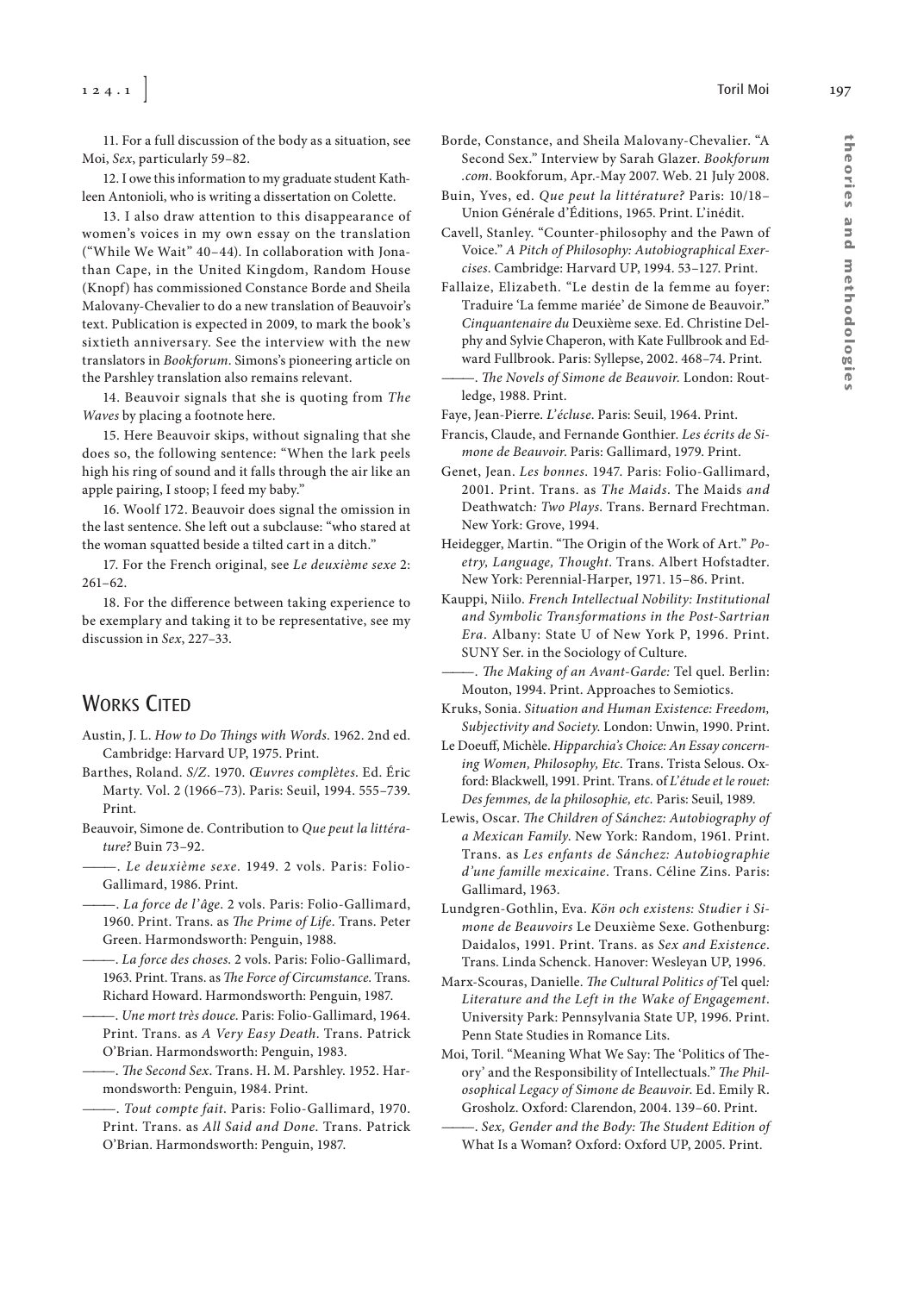11. For a full discussion of the body as a situation, see Moi, *Sex*, particularly 59–82.

12. I owe this information to my graduate student Kathleen Antonioli, who is writing a dissertation on Colette.

13. I also draw attention to this disappearance of women's voices in my own essay on the translation ("While We Wait" 40–44). In collaboration with Jonathan Cape, in the United Kingdom, Random House (Knopf) has commissioned Constance Borde and Sheila Malovany-Chevalier to do a new translation of Beauvoir's text. Publication is expected in 2009, to mark the book's sixtieth anniversary. See the interview with the new translators in *Bookforum*. Simons's pioneering article on the Parshley translation also remains relevant.

14. Beauvoir signals that she is quoting from *The Waves* by placing a footnote here.

15. Here Beauvoir skips, without signaling that she does so, the following sentence: "When the lark peels high his ring of sound and it falls through the air like an apple pairing, I stoop; I feed my baby."

16. Woolf 172. Beauvoir does signal the omission in the last sentence. She left out a subclause: "who stared at the woman squatted beside a tilted cart in a ditch."

17. For the French original, see *Le deuxième sexe* 2: 261–62.

18. For the difference between taking experience to be exemplary and taking it to be representative, see my discussion in *Sex*, 227–33.

## Works Cited

Austin, J. L. *How to Do Things with Words*. 1962. 2nd ed. Cambridge: Harvard UP, 1975. Print.

Barthes, Roland. *S/Z*. 1970. *Œuvres complètes*. Ed. Éric Marty. Vol. 2 (1966–73). Paris: Seuil, 1994. 555–739. Print.

Beauvoir, Simone de. Contribution to *Que peut la littérature?* Buin 73–92.

———. *Le deuxième sexe*. 1949. 2 vols. Paris: Folio-Gallimard, 1986. Print.

———. *La force de l'âge*. 2 vols. Paris: Folio-Gallimard, 1960. Print. Trans. as *The Prime of Life*. Trans. Peter Green. Harmondsworth: Penguin, 1988.

———. *La force des choses*. 2 vols. Paris: Folio-Gallimard, 1963. Print. Trans. as *The Force of Circumstance*. Trans. Richard Howard. Harmondsworth: Penguin, 1987.

———. *Une mort très douce*. Paris: Folio-Gallimard, 1964. Print. Trans. as *A Very Easy Death*. Trans. Patrick O'Brian. Harmondsworth: Penguin, 1983.

———. *The Second Sex*. Trans. H. M. Parshley. 1952. Harmondsworth: Penguin, 1984. Print.

———. *Tout compte fait*. Paris: Folio-Gallimard, 1970. Print. Trans. as *All Said and Done*. Trans. Patrick O'Brian. Harmondsworth: Penguin, 1987.

Borde, Constance, and Sheila Malovany-Chevalier. "A Second Sex." Interview by Sarah Glazer. *Bookforum .com*. Bookforum, Apr.-May 2007. Web. 21 July 2008.

Buin, Yves, ed. *Que peut la littérature?* Paris: 10/18–Union Générale d'Éditions, 1965. Print. L'inédit.

Cavell, Stanley. "Counter-philosophy and the Pawn of Voice." *A Pitch of Philosophy: Autobiographical Exercises*. Cambridge: Harvard UP, 1994. 53–127. Print.

Fallaize, Elizabeth. "Le destin de la femme au foyer: Traduire 'La femme mariée' de Simone de Beauvoir." *Cinquantenaire du* Deuxième sexe. Ed. Christine Delphy and Sylvie Chaperon, with Kate Fullbrook and Edward Fullbrook. Paris: Syllepse, 2002. 468–74. Print.

———. *The Novels of Simone de Beauvoir*. London: Routledge, 1988. Print.

Faye, Jean-Pierre. *L'écluse*. Paris: Seuil, 1964. Print.

Francis, Claude, and Fernande Gonthier. *Les écrits de Simone de Beauvoir*. Paris: Gallimard, 1979. Print.

Genet, Jean. *Les bonnes*. 1947. Paris: Folio-Gallimard, 2001. Print. Trans. as *The Maids*. The Maids *and* Deathwatch*: Two Plays*. Trans. Bernard Frechtman. New York: Grove, 1994.

Heidegger, Martin. "The Origin of the Work of Art." *Poetry, Language, Thought*. Trans. Albert Hofstadter. New York: Perennial-Harper, 1971. 15–86. Print.

Kauppi, Niilo. *French Intellectual Nobility: Institutional and Symbolic Transformations in the Post-Sartrian Era*. Albany: State U of New York P, 1996. Print. SUNY Ser. in the Sociology of Culture.

———. *The Making of an Avant-Garde:* Tel quel. Berlin: Mouton, 1994. Print. Approaches to Semiotics.

Kruks, Sonia. *Situation and Human Existence: Freedom, Subjectivity and Society*. London: Unwin, 1990. Print.

Le Doeuff, Michèle. *Hipparchia's Choice: An Essay concerning Women, Philosophy, Etc.* Trans. Trista Selous. Oxford: Blackwell, 1991. Print. Trans. of *L'étude et le rouet: Des femmes, de la philosophie, etc.* Paris: Seuil, 1989.

Lewis, Oscar. *The Children of Sánchez: Autobiography of a Mexican Family*. New York: Random, 1961. Print. Trans. as *Les enfants de Sánchez: Autobiographie d'une famille mexicaine*. Trans. Céline Zins. Paris: Gallimard, 1963.

Lundgren-Gothlin, Eva. *Kön och existens: Studier i Simone de Beauvoirs* Le Deuxième Sexe. Gothenburg: Daidalos, 1991. Print. Trans. as *Sex and Existence*. Trans. Linda Schenck. Hanover: Wesleyan UP, 1996.

Marx-Scouras, Danielle. *The Cultural Politics of* Tel quel*: Literature and the Left in the Wake of Engagement*. University Park: Pennsylvania State UP, 1996. Print. Penn State Studies in Romance Lits.

Moi, Toril. "Meaning What We Say: The 'Politics of Theory' and the Responsibility of Intellectuals." *The Philosophical Legacy of Simone de Beauvoir*. Ed. Emily R. Grosholz. Oxford: Clarendon, 2004. 139–60. Print.

———. *Sex, Gender and the Body: The Student Edition of* What Is a Woman? Oxford: Oxford UP, 2005. Print.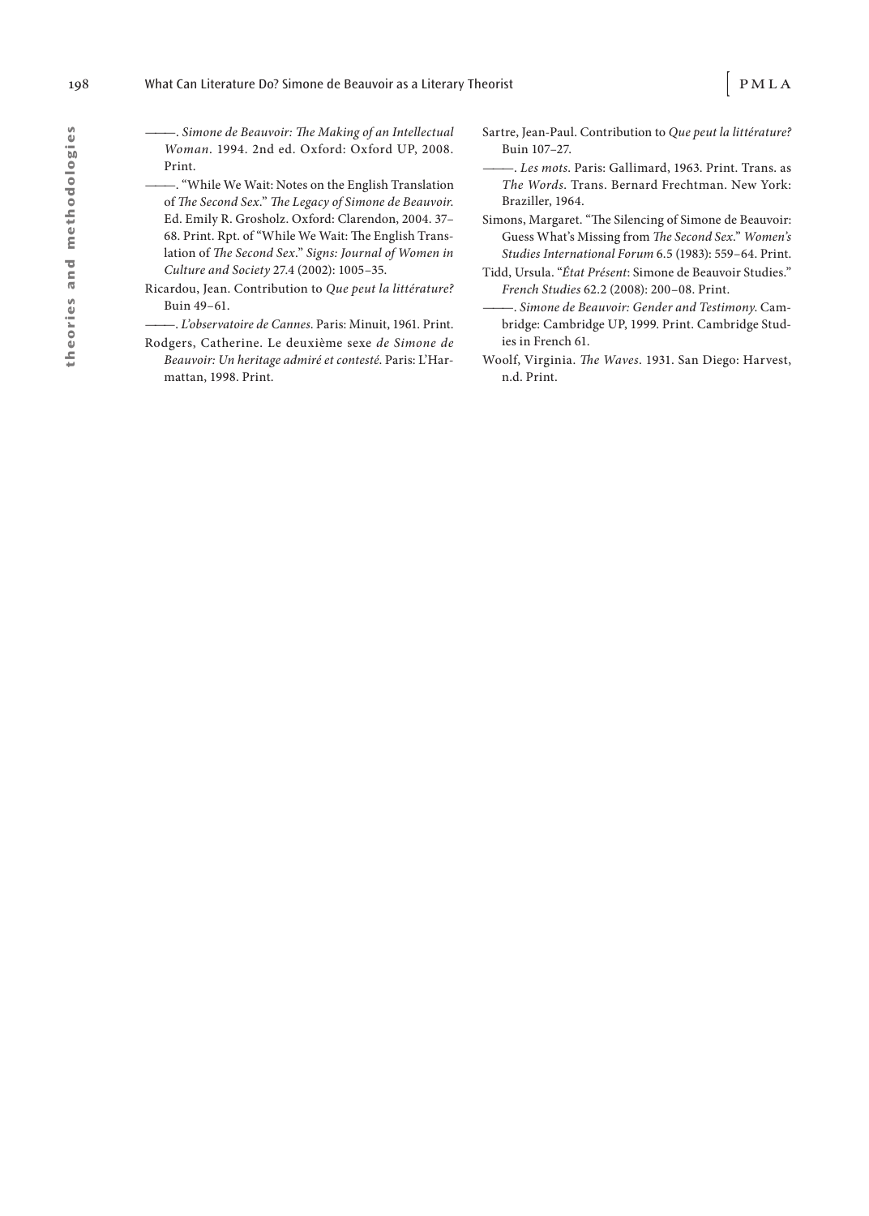———. *Simone de Beauvoir: The Making of an Intellectual Woman*. 1994. 2nd ed. Oxford: Oxford UP, 2008. Print.

———. "While We Wait: Notes on the English Translation of *The Second Sex*." *The Legacy of Simone de Beauvoir*. Ed. Emily R. Grosholz. Oxford: Clarendon, 2004. 37–68. Print. Rpt. of "While We Wait: The English Translation of *The Second Sex*." *Signs: Journal of Women in Culture and Society* 27.4 (2002): 1005–35.

Ricardou, Jean. Contribution to *Que peut la littérature?* Buin 49–61.

———. *L'observatoire de Cannes*. Paris: Minuit, 1961. Print.

Rodgers, Catherine. Le deuxième sexe *de Simone de Beauvoir: Un heritage admiré et contesté*. Paris: L'Harmattan, 1998. Print.

Sartre, Jean-Paul. Contribution to *Que peut la littérature?* Buin 107–27.

———. *Les mots*. Paris: Gallimard, 1963. Print. Trans. as *The Words*. Trans. Bernard Frechtman. New York: Braziller, 1964.

Simons, Margaret. "The Silencing of Simone de Beauvoir: Guess What's Missing from *The Second Sex*." *Women's Studies International Forum* 6.5 (1983): 559–64. Print.

Tidd, Ursula. "*État Présent*: Simone de Beauvoir Studies." *French Studies* 62.2 (2008): 200–08. Print.

———. *Simone de Beauvoir: Gender and Testimony*. Cambridge: Cambridge UP, 1999. Print. Cambridge Studies in French 61.

Woolf, Virginia. *The Waves*. 1931. San Diego: Harvest, n.d. Print.